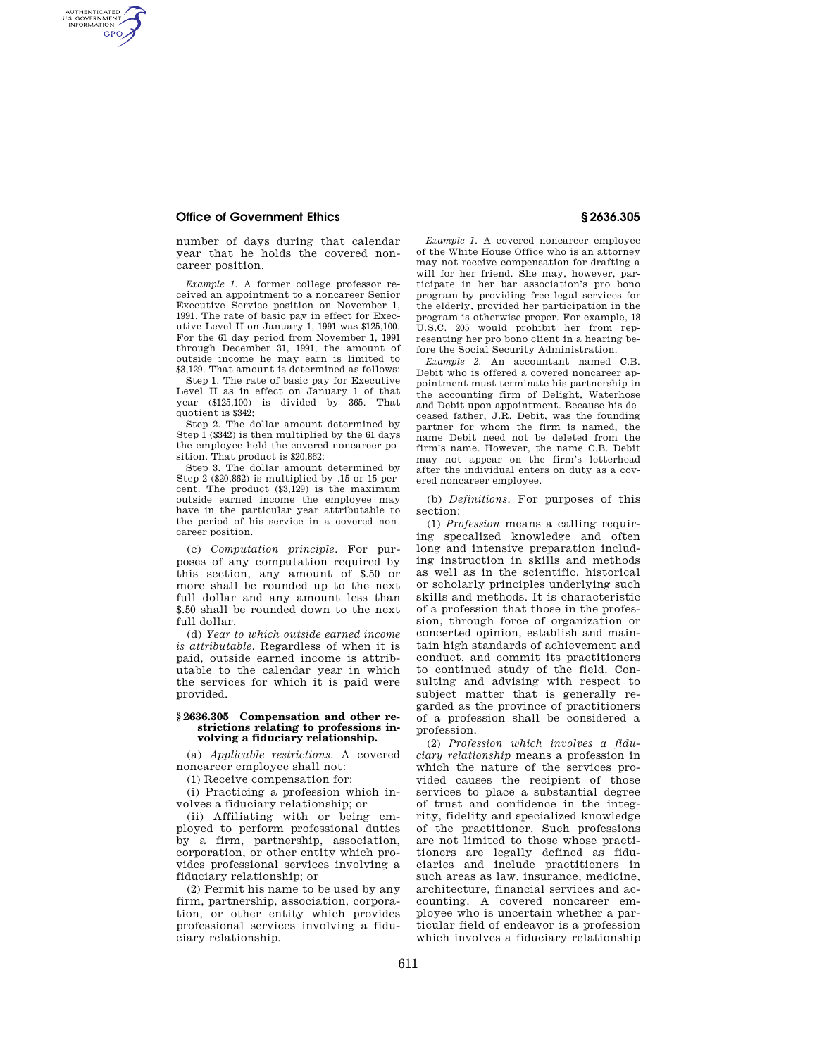number of days during that calendar year that he holds the covered noncareer position.

*Example 1.* A former college professor received an appointment to a noncareer Senior Executive Service position on November 1, 1991. The rate of basic pay in effect for Executive Level II on January 1, 1991 was $125,100. For the 61 day period from November 1, 1991 through December 31, 1991, the amount of outside income he may earn is limited to $3,129. That amount is determined as follows:

Step 1. The rate of basic pay for Executive Level II as in effect on January 1 of that year ($125,100) is divided by 365. That quotient is $342;

Step 2. The dollar amount determined by Step 1 ($342) is then multiplied by the 61 days the employee held the covered noncareer position. That product is $20,862;

Step 3. The dollar amount determined by Step 2 ($20,862) is multiplied by .15 or 15 percent. The product ($3,129) is the maximum outside earned income the employee may have in the particular year attributable to the period of his service in a covered noncareer position.

(c) *Computation principle.* For purposes of any computation required by this section, any amount of $.50 or more shall be rounded up to the next full dollar and any amount less than $.50 shall be rounded down to the next full dollar.

(d) *Year to which outside earned income is attributable.* Regardless of when it is paid, outside earned income is attributable to the calendar year in which the services for which it is paid were provided.

### § 2636.305 Compensation and other restrictions relating to professions involving a fiduciary relationship.

(a) *Applicable restrictions.* A covered noncareer employee shall not:

(1) Receive compensation for:

(i) Practicing a profession which involves a fiduciary relationship; or

(ii) Affiliating with or being employed to perform professional duties by a firm, partnership, association, corporation, or other entity which provides professional services involving a fiduciary relationship; or

(2) Permit his name to be used by any firm, partnership, association, corporation, or other entity which provides professional services involving a fiduciary relationship.

*Example 1.* A covered noncareer employee of the White House Office who is an attorney may not receive compensation for drafting a will for her friend. She may, however, participate in her bar association's pro bono program by providing free legal services for the elderly, provided her participation in the program is otherwise proper. For example, 18 U.S.C. 205 would prohibit her from representing her pro bono client in a hearing before the Social Security Administration.

*Example 2.* An accountant named C.B. Debit who is offered a covered noncareer appointment must terminate his partnership in the accounting firm of Delight, Waterhose and Debit upon appointment. Because his deceased father, J.R. Debit, was the founding partner for whom the firm is named, the name Debit need not be deleted from the firm's name. However, the name C.B. Debit may not appear on the firm's letterhead after the individual enters on duty as a covered noncareer employee.

(b) *Definitions.* For purposes of this section:

(1) *Profession* means a calling requiring specalized knowledge and often long and intensive preparation including instruction in skills and methods as well as in the scientific, historical or scholarly principles underlying such skills and methods. It is characteristic of a profession that those in the profession, through force of organization or concerted opinion, establish and maintain high standards of achievement and conduct, and commit its practitioners to continued study of the field. Consulting and advising with respect to subject matter that is generally regarded as the province of practitioners of a profession shall be considered a profession.

(2) *Profession which involves a fiduciary relationship* means a profession in which the nature of the services provided causes the recipient of those services to place a substantial degree of trust and confidence in the integrity, fidelity and specialized knowledge of the practitioner. Such professions are not limited to those whose practitioners are legally defined as fiduciaries and include practitioners in such areas as law, insurance, medicine, architecture, financial services and accounting. A covered noncareer employee who is uncertain whether a particular field of endeavor is a profession which involves a fiduciary relationship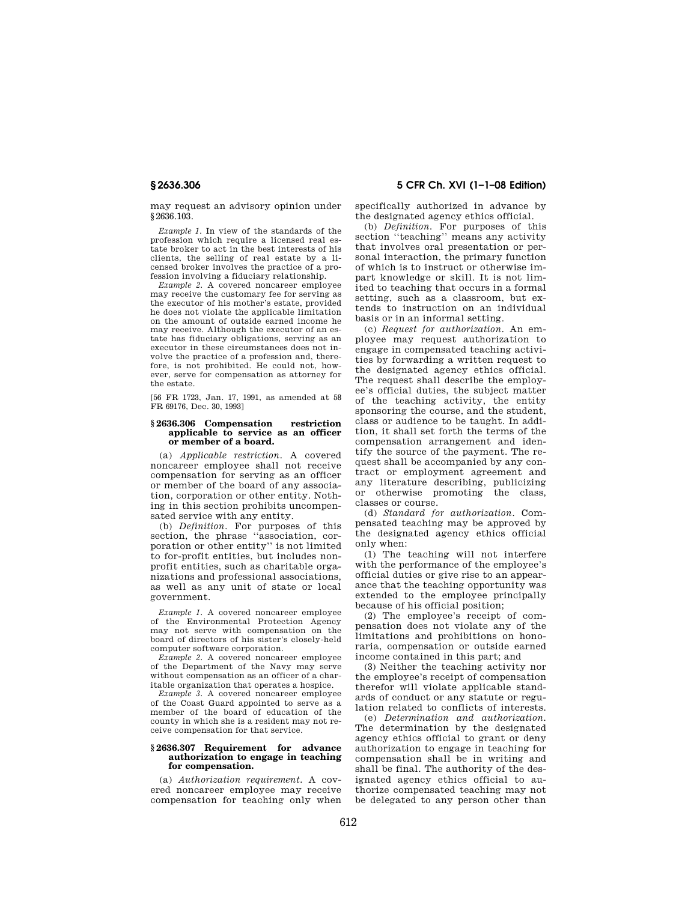may request an advisory opinion under §2636.103.

*Example 1.* In view of the standards of the profession which require a licensed real estate broker to act in the best interests of his clients, the selling of real estate by a licensed broker involves the practice of a profession involving a fiduciary relationship.

*Example 2.* A covered noncareer employee may receive the customary fee for serving as the executor of his mother's estate, provided he does not violate the applicable limitation on the amount of outside earned income he may receive. Although the executor of an estate has fiduciary obligations, serving as an executor in these circumstances does not involve the practice of a profession and, therefore, is not prohibited. He could not, however, serve for compensation as attorney for the estate.

[56 FR 1723, Jan. 17, 1991, as amended at 58 FR 69176, Dec. 30, 1993]

### §2636.306 Compensation restriction applicable to service as an officer or member of a board.

(a) *Applicable restriction.* A covered noncareer employee shall not receive compensation for serving as an officer or member of the board of any association, corporation or other entity. Nothing in this section prohibits uncompensated service with any entity.

(b) *Definition.* For purposes of this section, the phrase ''association, corporation or other entity'' is not limited to for-profit entities, but includes nonprofit entities, such as charitable organizations and professional associations, as well as any unit of state or local government.

*Example 1.* A covered noncareer employee of the Environmental Protection Agency may not serve with compensation on the board of directors of his sister's closely-held computer software corporation.

*Example 2.* A covered noncareer employee of the Department of the Navy may serve without compensation as an officer of a charitable organization that operates a hospice.

*Example 3.* A covered noncareer employee of the Coast Guard appointed to serve as a member of the board of education of the county in which she is a resident may not receive compensation for that service.

### §2636.307 Requirement for advance authorization to engage in teaching for compensation.

(a) *Authorization requirement.* A covered noncareer employee may receive compensation for teaching only when specifically authorized in advance by the designated agency ethics official.

(b) *Definition.* For purposes of this section ''teaching'' means any activity that involves oral presentation or personal interaction, the primary function of which is to instruct or otherwise impart knowledge or skill. It is not limited to teaching that occurs in a formal setting, such as a classroom, but extends to instruction on an individual basis or in an informal setting.

(c) *Request for authorization.* An employee may request authorization to engage in compensated teaching activities by forwarding a written request to the designated agency ethics official. The request shall describe the employee's official duties, the subject matter of the teaching activity, the entity sponsoring the course, and the student, class or audience to be taught. In addition, it shall set forth the terms of the compensation arrangement and identify the source of the payment. The request shall be accompanied by any contract or employment agreement and any literature describing, publicizing or otherwise promoting the class, classes or course.

(d) *Standard for authorization.* Compensated teaching may be approved by the designated agency ethics official only when:

(1) The teaching will not interfere with the performance of the employee's official duties or give rise to an appearance that the teaching opportunity was extended to the employee principally because of his official position;

(2) The employee's receipt of compensation does not violate any of the limitations and prohibitions on honoraria, compensation or outside earned income contained in this part; and

(3) Neither the teaching activity nor the employee's receipt of compensation therefor will violate applicable standards of conduct or any statute or regulation related to conflicts of interests.

(e) *Determination and authorization.* The determination by the designated agency ethics official to grant or deny authorization to engage in teaching for compensation shall be in writing and shall be final. The authority of the designated agency ethics official to authorize compensated teaching may not be delegated to any person other than